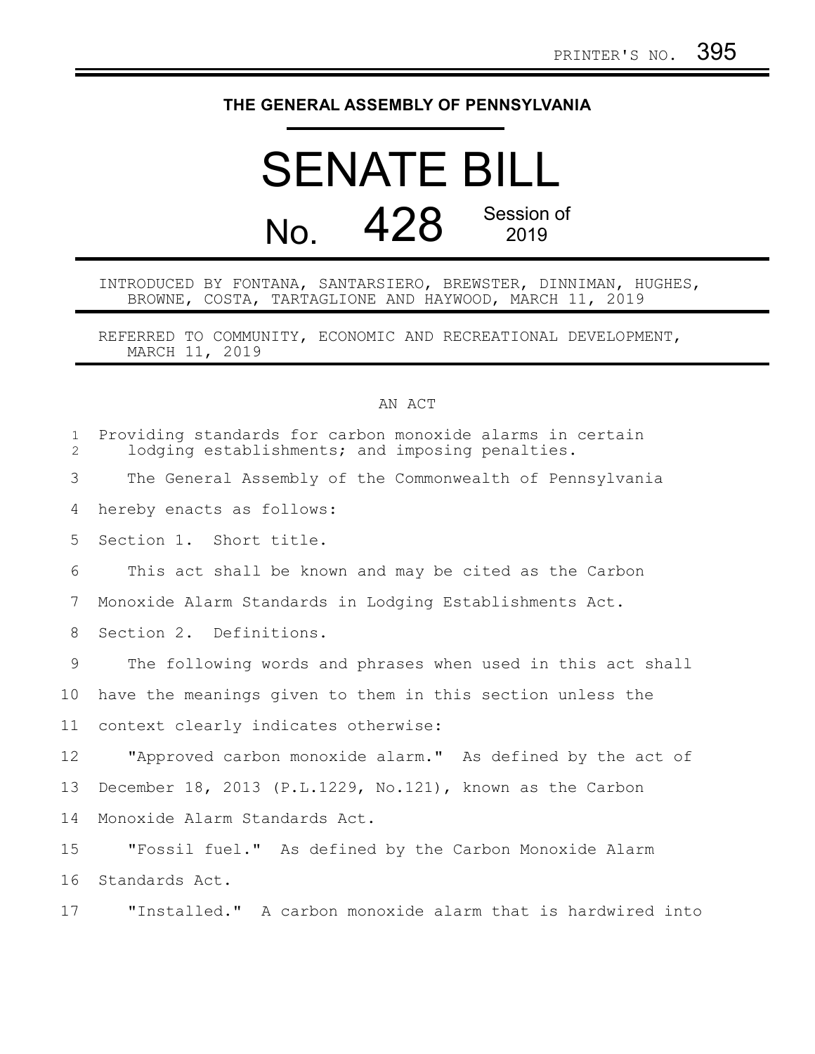PRINTER'S NO. 395

**THE GENERAL ASSEMBLY OF PENNSYLVANIA**

# SENATE BILL

# No. 428 Session of 2019

INTRODUCED BY FONTANA, SANTARSIERO, BREWSTER, DINNIMAN, HUGHES, BROWNE, COSTA, TARTAGLIONE AND HAYWOOD, MARCH 11, 2019

REFERRED TO COMMUNITY, ECONOMIC AND RECREATIONAL DEVELOPMENT, MARCH 11, 2019

AN ACT

Providing standards for carbon monoxide alarms in certain lodging establishments; and imposing penalties.

The General Assembly of the Commonwealth of Pennsylvania hereby enacts as follows:

Section 1. Short title.

This act shall be known and may be cited as the Carbon Monoxide Alarm Standards in Lodging Establishments Act.

Section 2. Definitions.

The following words and phrases when used in this act shall have the meanings given to them in this section unless the context clearly indicates otherwise:

"Approved carbon monoxide alarm." As defined by the act of December 18, 2013 (P.L.1229, No.121), known as the Carbon Monoxide Alarm Standards Act.

"Fossil fuel." As defined by the Carbon Monoxide Alarm Standards Act.

"Installed." A carbon monoxide alarm that is hardwired into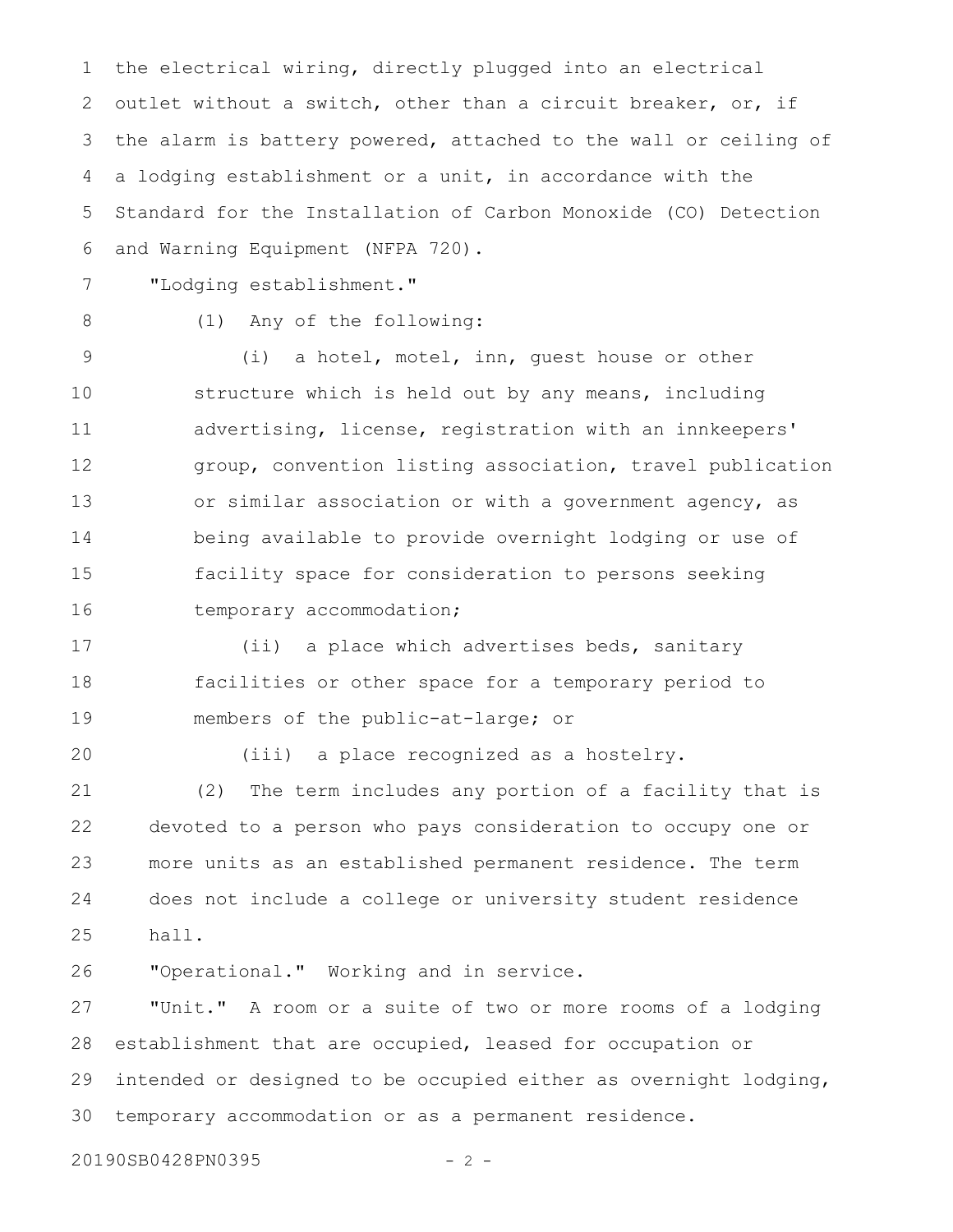the electrical wiring, directly plugged into an electrical outlet without a switch, other than a circuit breaker, or, if the alarm is battery powered, attached to the wall or ceiling of a lodging establishment or a unit, in accordance with the Standard for the Installation of Carbon Monoxide (CO) Detection and Warning Equipment (NFPA 720).

"Lodging establishment."

(1) Any of the following:

(i) a hotel, motel, inn, guest house or other structure which is held out by any means, including advertising, license, registration with an innkeepers' group, convention listing association, travel publication or similar association or with a government agency, as being available to provide overnight lodging or use of facility space for consideration to persons seeking temporary accommodation;

(ii) a place which advertises beds, sanitary facilities or other space for a temporary period to members of the public-at-large; or

(iii) a place recognized as a hostelry.

(2) The term includes any portion of a facility that is devoted to a person who pays consideration to occupy one or more units as an established permanent residence. The term does not include a college or university student residence hall.

"Operational." Working and in service.

"Unit." A room or a suite of two or more rooms of a lodging establishment that are occupied, leased for occupation or intended or designed to be occupied either as overnight lodging, temporary accommodation or as a permanent residence.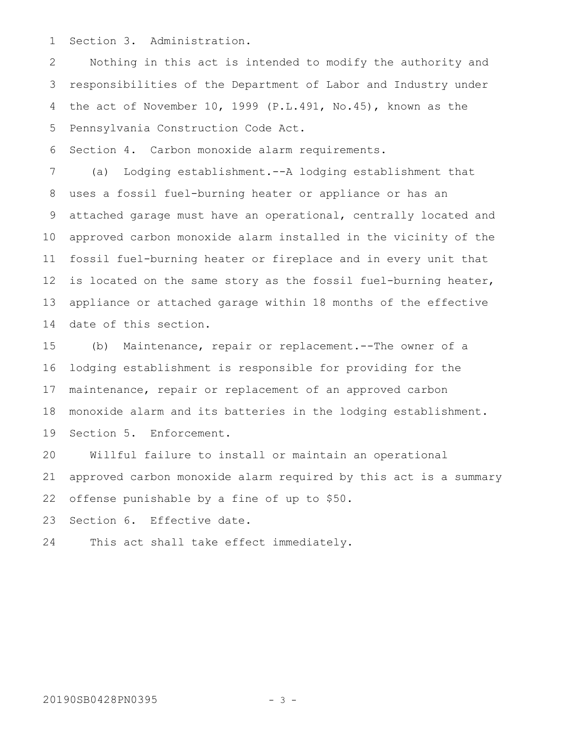Section 3. Administration.

Nothing in this act is intended to modify the authority and responsibilities of the Department of Labor and Industry under the act of November 10, 1999 (P.L.491, No.45), known as the Pennsylvania Construction Code Act.

Section 4. Carbon monoxide alarm requirements.

(a) Lodging establishment.--A lodging establishment that uses a fossil fuel-burning heater or appliance or has an attached garage must have an operational, centrally located and approved carbon monoxide alarm installed in the vicinity of the fossil fuel-burning heater or fireplace and in every unit that is located on the same story as the fossil fuel-burning heater, appliance or attached garage within 18 months of the effective date of this section.

(b) Maintenance, repair or replacement.--The owner of a lodging establishment is responsible for providing for the maintenance, repair or replacement of an approved carbon monoxide alarm and its batteries in the lodging establishment.

Section 5. Enforcement.

Willful failure to install or maintain an operational approved carbon monoxide alarm required by this act is a summary offense punishable by a fine of up to $50.

Section 6. Effective date.

This act shall take effect immediately.